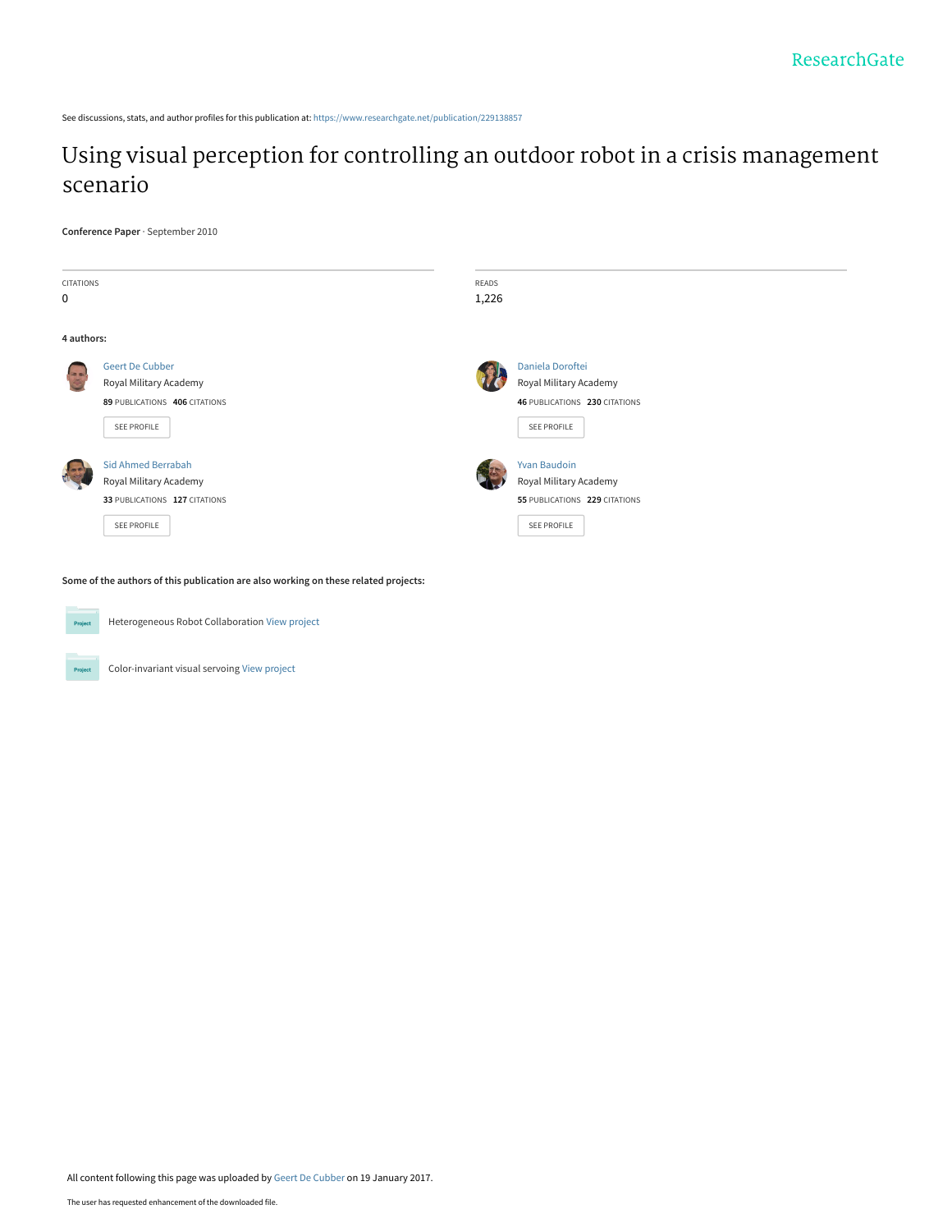ResearchGate

See discussions, stats, and author profiles for this publication at: https://www.researchgate.net/publication/229138857

# Using visual perception for controlling an outdoor robot in a crisis management scenario

**Conference Paper** · September 2010

| CITATIONS | READS |
|---|---|
| 0 | 1,226 |

**4 authors:**

**Geert De Cubber**
Royal Military Academy
**89** PUBLICATIONS **406** CITATIONS
SEE PROFILE

**Daniela Doroftei**
Royal Military Academy
**46** PUBLICATIONS **230** CITATIONS
SEE PROFILE

**Sid Ahmed Berrabah**
Royal Military Academy
**33** PUBLICATIONS **127** CITATIONS
SEE PROFILE

**Yvan Baudoin**
Royal Military Academy
**55** PUBLICATIONS **229** CITATIONS
SEE PROFILE

**Some of the authors of this publication are also working on these related projects:**

Heterogeneous Robot Collaboration View project

Color-invariant visual servoing View project

All content following this page was uploaded by Geert De Cubber on 19 January 2017.

The user has requested enhancement of the downloaded file.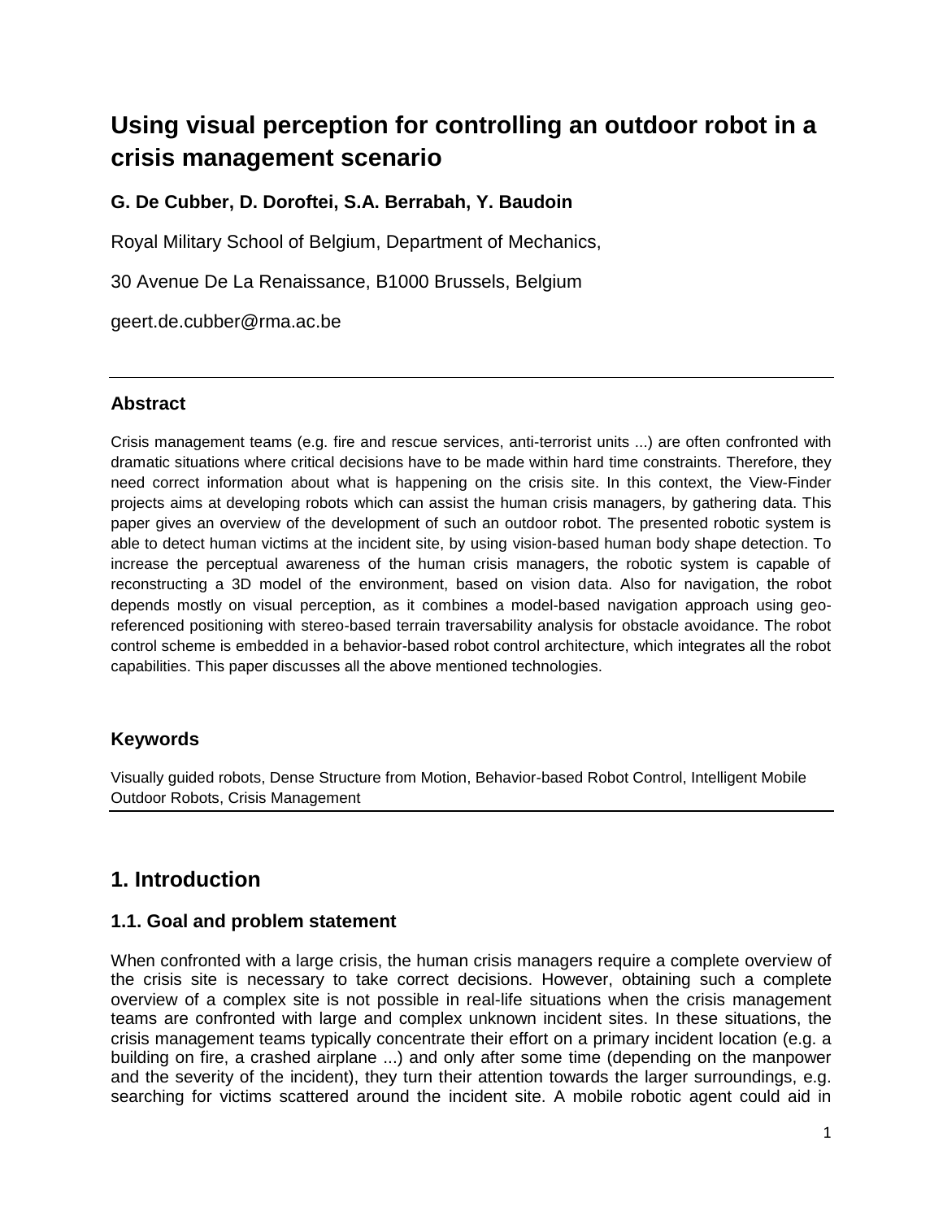# Using visual perception for controlling an outdoor robot in a crisis management scenario

**G. De Cubber, D. Doroftei, S.A. Berrabah, Y. Baudoin**

Royal Military School of Belgium, Department of Mechanics,

30 Avenue De La Renaissance, B1000 Brussels, Belgium

geert.de.cubber@rma.ac.be

---

### Abstract

Crisis management teams (e.g. fire and rescue services, anti-terrorist units ...) are often confronted with dramatic situations where critical decisions have to be made within hard time constraints. Therefore, they need correct information about what is happening on the crisis site. In this context, the View-Finder projects aims at developing robots which can assist the human crisis managers, by gathering data. This paper gives an overview of the development of such an outdoor robot. The presented robotic system is able to detect human victims at the incident site, by using vision-based human body shape detection. To increase the perceptual awareness of the human crisis managers, the robotic system is capable of reconstructing a 3D model of the environment, based on vision data. Also for navigation, the robot depends mostly on visual perception, as it combines a model-based navigation approach using geo-referenced positioning with stereo-based terrain traversability analysis for obstacle avoidance. The robot control scheme is embedded in a behavior-based robot control architecture, which integrates all the robot capabilities. This paper discusses all the above mentioned technologies.

### Keywords

Visually guided robots, Dense Structure from Motion, Behavior-based Robot Control, Intelligent Mobile Outdoor Robots, Crisis Management

---

## 1. Introduction

### 1.1. Goal and problem statement

When confronted with a large crisis, the human crisis managers require a complete overview of the crisis site is necessary to take correct decisions. However, obtaining such a complete overview of a complex site is not possible in real-life situations when the crisis management teams are confronted with large and complex unknown incident sites. In these situations, the crisis management teams typically concentrate their effort on a primary incident location (e.g. a building on fire, a crashed airplane ...) and only after some time (depending on the manpower and the severity of the incident), they turn their attention towards the larger surroundings, e.g. searching for victims scattered around the incident site. A mobile robotic agent could aid in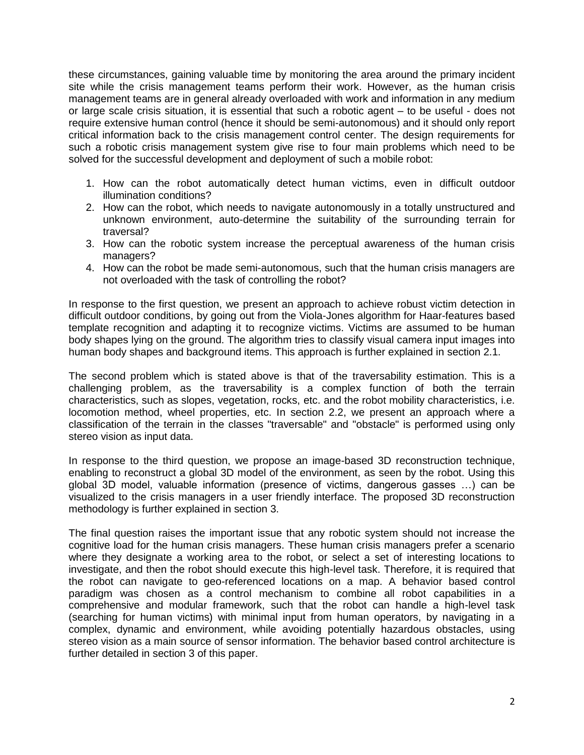these circumstances, gaining valuable time by monitoring the area around the primary incident site while the crisis management teams perform their work. However, as the human crisis management teams are in general already overloaded with work and information in any medium or large scale crisis situation, it is essential that such a robotic agent – to be useful - does not require extensive human control (hence it should be semi-autonomous) and it should only report critical information back to the crisis management control center. The design requirements for such a robotic crisis management system give rise to four main problems which need to be solved for the successful development and deployment of such a mobile robot:

1. How can the robot automatically detect human victims, even in difficult outdoor illumination conditions?
2. How can the robot, which needs to navigate autonomously in a totally unstructured and unknown environment, auto-determine the suitability of the surrounding terrain for traversal?
3. How can the robotic system increase the perceptual awareness of the human crisis managers?
4. How can the robot be made semi-autonomous, such that the human crisis managers are not overloaded with the task of controlling the robot?

In response to the first question, we present an approach to achieve robust victim detection in difficult outdoor conditions, by going out from the Viola-Jones algorithm for Haar-features based template recognition and adapting it to recognize victims. Victims are assumed to be human body shapes lying on the ground. The algorithm tries to classify visual camera input images into human body shapes and background items. This approach is further explained in section 2.1.

The second problem which is stated above is that of the traversability estimation. This is a challenging problem, as the traversability is a complex function of both the terrain characteristics, such as slopes, vegetation, rocks, etc. and the robot mobility characteristics, i.e. locomotion method, wheel properties, etc. In section 2.2, we present an approach where a classification of the terrain in the classes "traversable" and "obstacle" is performed using only stereo vision as input data.

In response to the third question, we propose an image-based 3D reconstruction technique, enabling to reconstruct a global 3D model of the environment, as seen by the robot. Using this global 3D model, valuable information (presence of victims, dangerous gasses …) can be visualized to the crisis managers in a user friendly interface. The proposed 3D reconstruction methodology is further explained in section 3.

The final question raises the important issue that any robotic system should not increase the cognitive load for the human crisis managers. These human crisis managers prefer a scenario where they designate a working area to the robot, or select a set of interesting locations to investigate, and then the robot should execute this high-level task. Therefore, it is required that the robot can navigate to geo-referenced locations on a map. A behavior based control paradigm was chosen as a control mechanism to combine all robot capabilities in a comprehensive and modular framework, such that the robot can handle a high-level task (searching for human victims) with minimal input from human operators, by navigating in a complex, dynamic and environment, while avoiding potentially hazardous obstacles, using stereo vision as a main source of sensor information. The behavior based control architecture is further detailed in section 3 of this paper.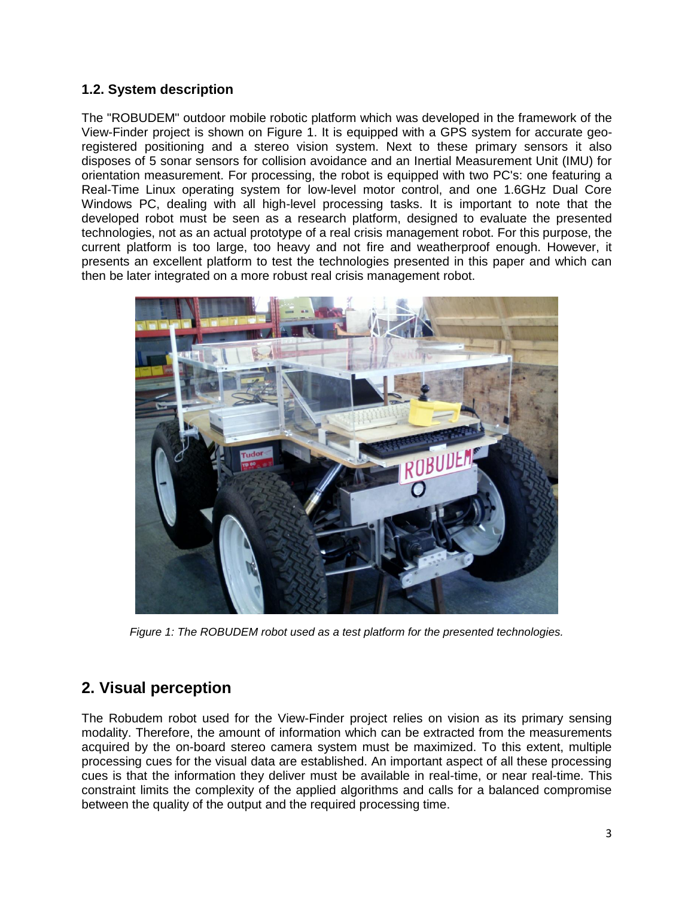### 1.2. System description

The "ROBUDEM" outdoor mobile robotic platform which was developed in the framework of the View-Finder project is shown on Figure 1. It is equipped with a GPS system for accurate geo-registered positioning and a stereo vision system. Next to these primary sensors it also disposes of 5 sonar sensors for collision avoidance and an Inertial Measurement Unit (IMU) for orientation measurement. For processing, the robot is equipped with two PC's: one featuring a Real-Time Linux operating system for low-level motor control, and one 1.6GHz Dual Core Windows PC, dealing with all high-level processing tasks. It is important to note that the developed robot must be seen as a research platform, designed to evaluate the presented technologies, not as an actual prototype of a real crisis management robot. For this purpose, the current platform is too large, too heavy and not fire and weatherproof enough. However, it presents an excellent platform to test the technologies presented in this paper and which can then be later integrated on a more robust real crisis management robot.

*Figure 1: The ROBUDEM robot used as a test platform for the presented technologies.*

## 2. Visual perception

The Robudem robot used for the View-Finder project relies on vision as its primary sensing modality. Therefore, the amount of information which can be extracted from the measurements acquired by the on-board stereo camera system must be maximized. To this extent, multiple processing cues for the visual data are established. An important aspect of all these processing cues is that the information they deliver must be available in real-time, or near real-time. This constraint limits the complexity of the applied algorithms and calls for a balanced compromise between the quality of the output and the required processing time.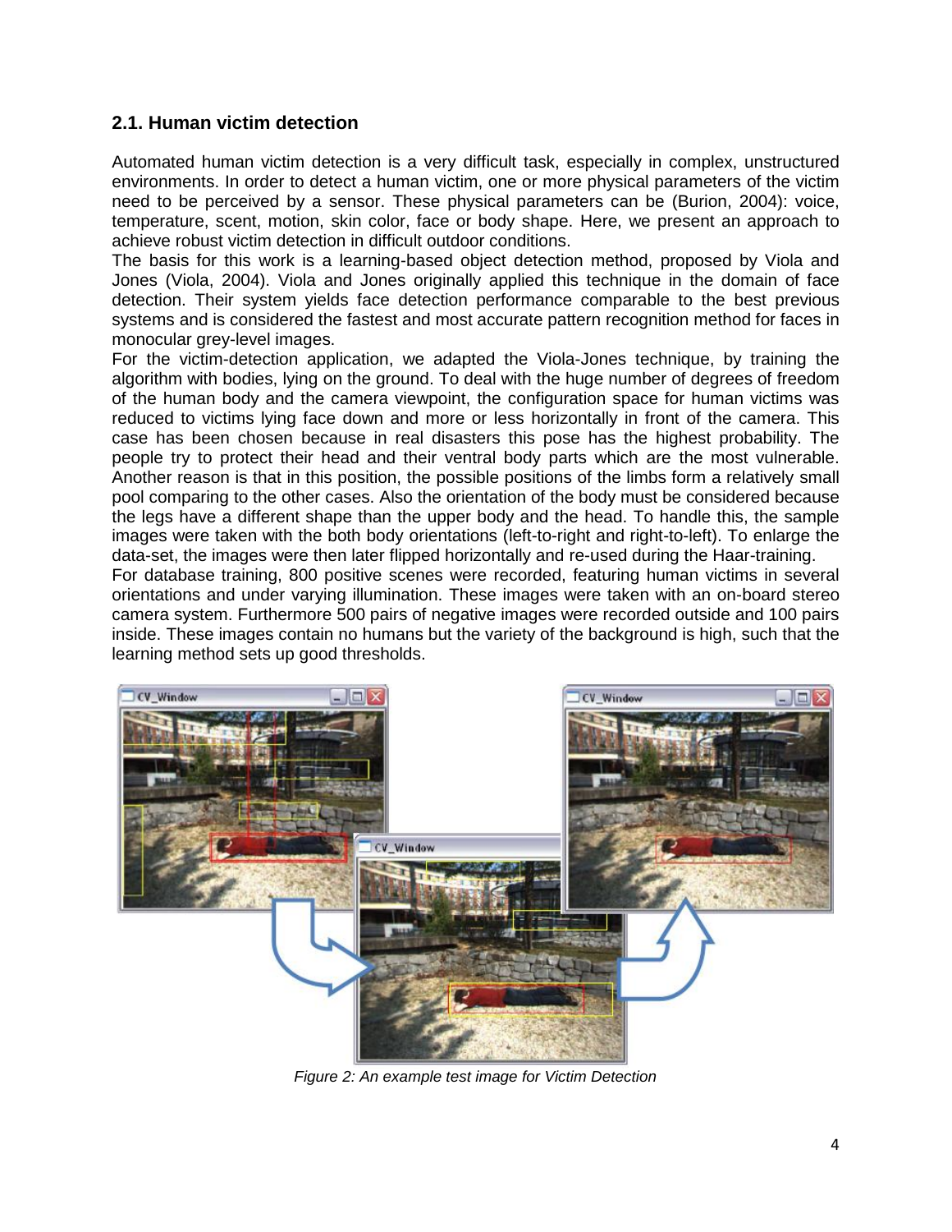### 2.1. Human victim detection

Automated human victim detection is a very difficult task, especially in complex, unstructured environments. In order to detect a human victim, one or more physical parameters of the victim need to be perceived by a sensor. These physical parameters can be (Burion, 2004): voice, temperature, scent, motion, skin color, face or body shape. Here, we present an approach to achieve robust victim detection in difficult outdoor conditions.

The basis for this work is a learning-based object detection method, proposed by Viola and Jones (Viola, 2004). Viola and Jones originally applied this technique in the domain of face detection. Their system yields face detection performance comparable to the best previous systems and is considered the fastest and most accurate pattern recognition method for faces in monocular grey-level images.

For the victim-detection application, we adapted the Viola-Jones technique, by training the algorithm with bodies, lying on the ground. To deal with the huge number of degrees of freedom of the human body and the camera viewpoint, the configuration space for human victims was reduced to victims lying face down and more or less horizontally in front of the camera. This case has been chosen because in real disasters this pose has the highest probability. The people try to protect their head and their ventral body parts which are the most vulnerable. Another reason is that in this position, the possible positions of the limbs form a relatively small pool comparing to the other cases. Also the orientation of the body must be considered because the legs have a different shape than the upper body and the head. To handle this, the sample images were taken with the both body orientations (left-to-right and right-to-left). To enlarge the data-set, the images were then later flipped horizontally and re-used during the Haar-training.

For database training, 800 positive scenes were recorded, featuring human victims in several orientations and under varying illumination. These images were taken with an on-board stereo camera system. Furthermore 500 pairs of negative images were recorded outside and 100 pairs inside. These images contain no humans but the variety of the background is high, such that the learning method sets up good thresholds.

*Figure 2: An example test image for Victim Detection*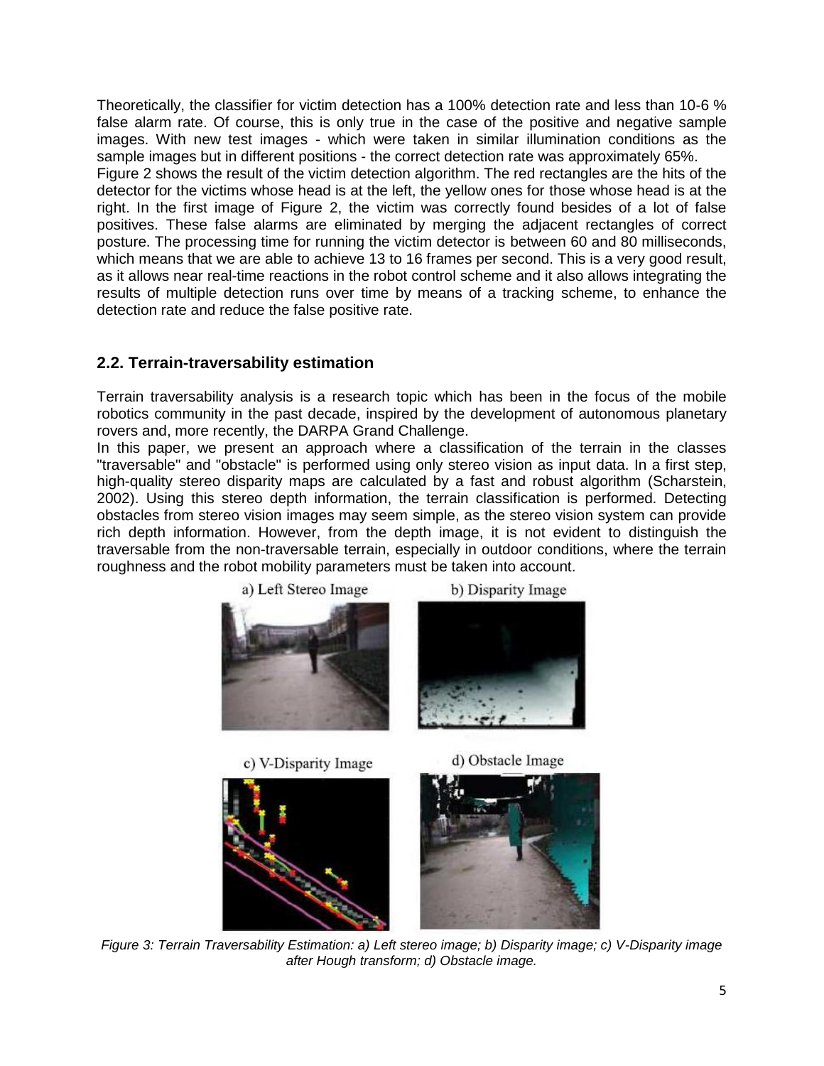Theoretically, the classifier for victim detection has a 100% detection rate and less than 10-6 % false alarm rate. Of course, this is only true in the case of the positive and negative sample images. With new test images - which were taken in similar illumination conditions as the sample images but in different positions - the correct detection rate was approximately 65%.
Figure 2 shows the result of the victim detection algorithm. The red rectangles are the hits of the detector for the victims whose head is at the left, the yellow ones for those whose head is at the right. In the first image of Figure 2, the victim was correctly found besides of a lot of false positives. These false alarms are eliminated by merging the adjacent rectangles of correct posture. The processing time for running the victim detector is between 60 and 80 milliseconds, which means that we are able to achieve 13 to 16 frames per second. This is a very good result, as it allows near real-time reactions in the robot control scheme and it also allows integrating the results of multiple detection runs over time by means of a tracking scheme, to enhance the detection rate and reduce the false positive rate.

## 2.2. Terrain-traversability estimation

Terrain traversability analysis is a research topic which has been in the focus of the mobile robotics community in the past decade, inspired by the development of autonomous planetary rovers and, more recently, the DARPA Grand Challenge.
In this paper, we present an approach where a classification of the terrain in the classes "traversable" and "obstacle" is performed using only stereo vision as input data. In a first step, high-quality stereo disparity maps are calculated by a fast and robust algorithm (Scharstein, 2002). Using this stereo depth information, the terrain classification is performed. Detecting obstacles from stereo vision images may seem simple, as the stereo vision system can provide rich depth information. However, from the depth image, it is not evident to distinguish the traversable from the non-traversable terrain, especially in outdoor conditions, where the terrain roughness and the robot mobility parameters must be taken into account.

a) Left Stereo Image

b) Disparity Image

c) V-Disparity Image

d) Obstacle Image

*Figure 3: Terrain Traversability Estimation: a) Left stereo image; b) Disparity image; c) V-Disparity image after Hough transform; d) Obstacle image.*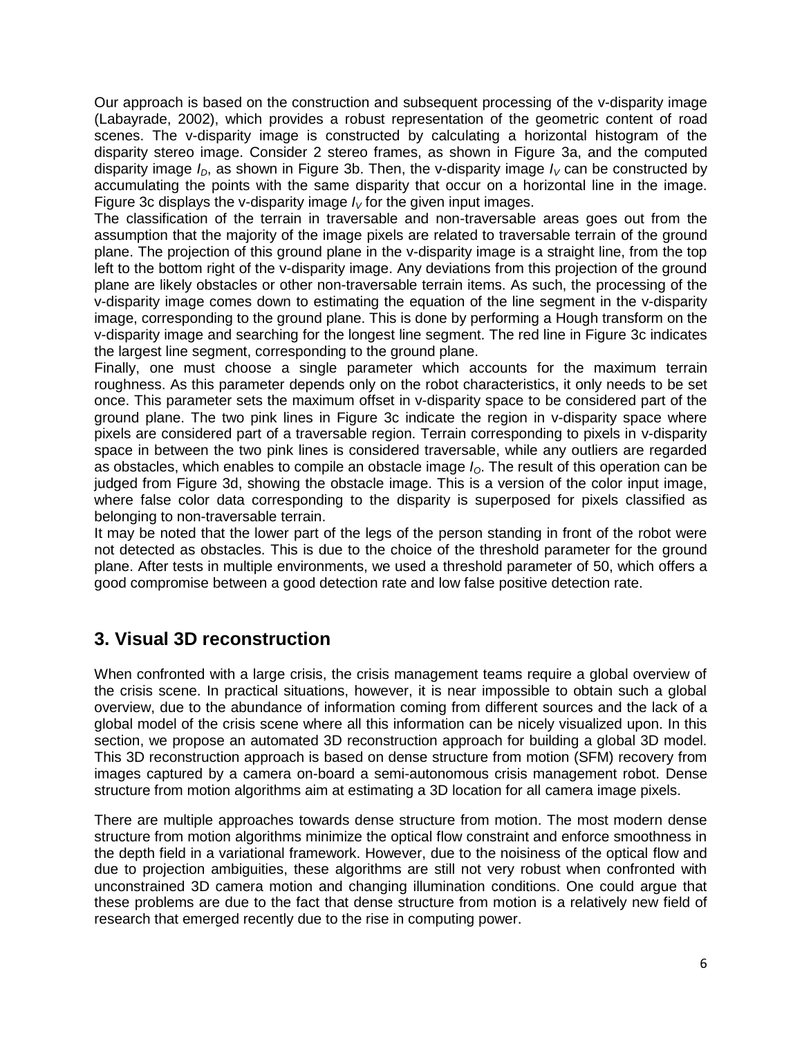Our approach is based on the construction and subsequent processing of the v-disparity image (Labayrade, 2002), which provides a robust representation of the geometric content of road scenes. The v-disparity image is constructed by calculating a horizontal histogram of the disparity stereo image. Consider 2 stereo frames, as shown in Figure 3a, and the computed disparity image $I_D$, as shown in Figure 3b. Then, the v-disparity image $I_V$ can be constructed by accumulating the points with the same disparity that occur on a horizontal line in the image. Figure 3c displays the v-disparity image $I_V$ for the given input images.

The classification of the terrain in traversable and non-traversable areas goes out from the assumption that the majority of the image pixels are related to traversable terrain of the ground plane. The projection of this ground plane in the v-disparity image is a straight line, from the top left to the bottom right of the v-disparity image. Any deviations from this projection of the ground plane are likely obstacles or other non-traversable terrain items. As such, the processing of the v-disparity image comes down to estimating the equation of the line segment in the v-disparity image, corresponding to the ground plane. This is done by performing a Hough transform on the v-disparity image and searching for the longest line segment. The red line in Figure 3c indicates the largest line segment, corresponding to the ground plane.

Finally, one must choose a single parameter which accounts for the maximum terrain roughness. As this parameter depends only on the robot characteristics, it only needs to be set once. This parameter sets the maximum offset in v-disparity space to be considered part of the ground plane. The two pink lines in Figure 3c indicate the region in v-disparity space where pixels are considered part of a traversable region. Terrain corresponding to pixels in v-disparity space in between the two pink lines is considered traversable, while any outliers are regarded as obstacles, which enables to compile an obstacle image $I_O$. The result of this operation can be judged from Figure 3d, showing the obstacle image. This is a version of the color input image, where false color data corresponding to the disparity is superposed for pixels classified as belonging to non-traversable terrain.

It may be noted that the lower part of the legs of the person standing in front of the robot were not detected as obstacles. This is due to the choice of the threshold parameter for the ground plane. After tests in multiple environments, we used a threshold parameter of 50, which offers a good compromise between a good detection rate and low false positive detection rate.

## 3. Visual 3D reconstruction

When confronted with a large crisis, the crisis management teams require a global overview of the crisis scene. In practical situations, however, it is near impossible to obtain such a global overview, due to the abundance of information coming from different sources and the lack of a global model of the crisis scene where all this information can be nicely visualized upon. In this section, we propose an automated 3D reconstruction approach for building a global 3D model. This 3D reconstruction approach is based on dense structure from motion (SFM) recovery from images captured by a camera on-board a semi-autonomous crisis management robot. Dense structure from motion algorithms aim at estimating a 3D location for all camera image pixels.

There are multiple approaches towards dense structure from motion. The most modern dense structure from motion algorithms minimize the optical flow constraint and enforce smoothness in the depth field in a variational framework. However, due to the noisiness of the optical flow and due to projection ambiguities, these algorithms are still not very robust when confronted with unconstrained 3D camera motion and changing illumination conditions. One could argue that these problems are due to the fact that dense structure from motion is a relatively new field of research that emerged recently due to the rise in computing power.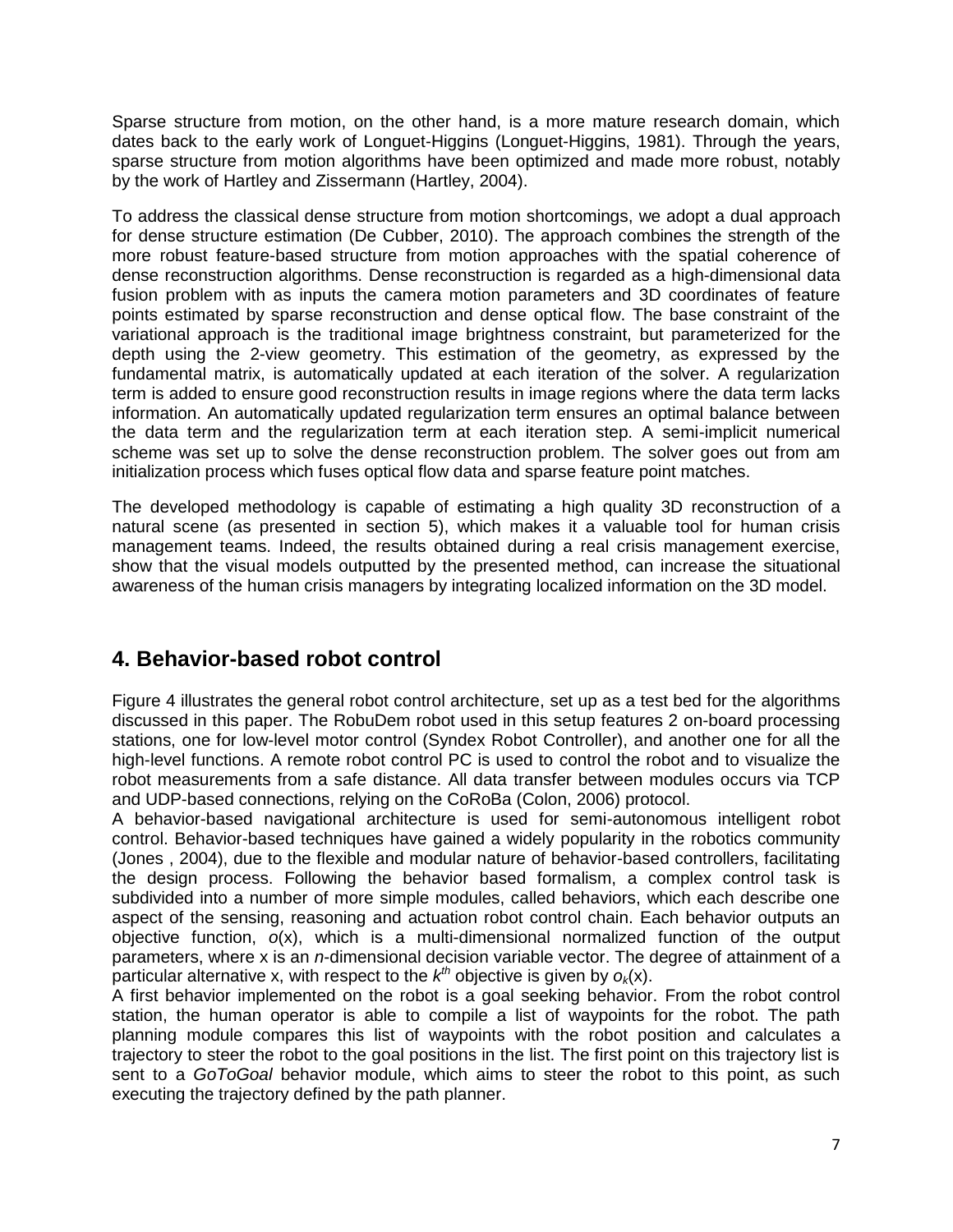Sparse structure from motion, on the other hand, is a more mature research domain, which dates back to the early work of Longuet-Higgins (Longuet-Higgins, 1981). Through the years, sparse structure from motion algorithms have been optimized and made more robust, notably by the work of Hartley and Zissermann (Hartley, 2004).

To address the classical dense structure from motion shortcomings, we adopt a dual approach for dense structure estimation (De Cubber, 2010). The approach combines the strength of the more robust feature-based structure from motion approaches with the spatial coherence of dense reconstruction algorithms. Dense reconstruction is regarded as a high-dimensional data fusion problem with as inputs the camera motion parameters and 3D coordinates of feature points estimated by sparse reconstruction and dense optical flow. The base constraint of the variational approach is the traditional image brightness constraint, but parameterized for the depth using the 2-view geometry. This estimation of the geometry, as expressed by the fundamental matrix, is automatically updated at each iteration of the solver. A regularization term is added to ensure good reconstruction results in image regions where the data term lacks information. An automatically updated regularization term ensures an optimal balance between the data term and the regularization term at each iteration step. A semi-implicit numerical scheme was set up to solve the dense reconstruction problem. The solver goes out from am initialization process which fuses optical flow data and sparse feature point matches.

The developed methodology is capable of estimating a high quality 3D reconstruction of a natural scene (as presented in section 5), which makes it a valuable tool for human crisis management teams. Indeed, the results obtained during a real crisis management exercise, show that the visual models outputted by the presented method, can increase the situational awareness of the human crisis managers by integrating localized information on the 3D model.

## 4. Behavior-based robot control

Figure 4 illustrates the general robot control architecture, set up as a test bed for the algorithms discussed in this paper. The RobuDem robot used in this setup features 2 on-board processing stations, one for low-level motor control (Syndex Robot Controller), and another one for all the high-level functions. A remote robot control PC is used to control the robot and to visualize the robot measurements from a safe distance. All data transfer between modules occurs via TCP and UDP-based connections, relying on the CoRoBa (Colon, 2006) protocol.

A behavior-based navigational architecture is used for semi-autonomous intelligent robot control. Behavior-based techniques have gained a widely popularity in the robotics community (Jones , 2004), due to the flexible and modular nature of behavior-based controllers, facilitating the design process. Following the behavior based formalism, a complex control task is subdivided into a number of more simple modules, called behaviors, which each describe one aspect of the sensing, reasoning and actuation robot control chain. Each behavior outputs an objective function, $o(x)$, which is a multi-dimensional normalized function of the output parameters, where x is an $n$-dimensional decision variable vector. The degree of attainment of a particular alternative x, with respect to the $k^{th}$ objective is given by $o_k(x)$.

A first behavior implemented on the robot is a goal seeking behavior. From the robot control station, the human operator is able to compile a list of waypoints for the robot. The path planning module compares this list of waypoints with the robot position and calculates a trajectory to steer the robot to the goal positions in the list. The first point on this trajectory list is sent to a *GoToGoal* behavior module, which aims to steer the robot to this point, as such executing the trajectory defined by the path planner.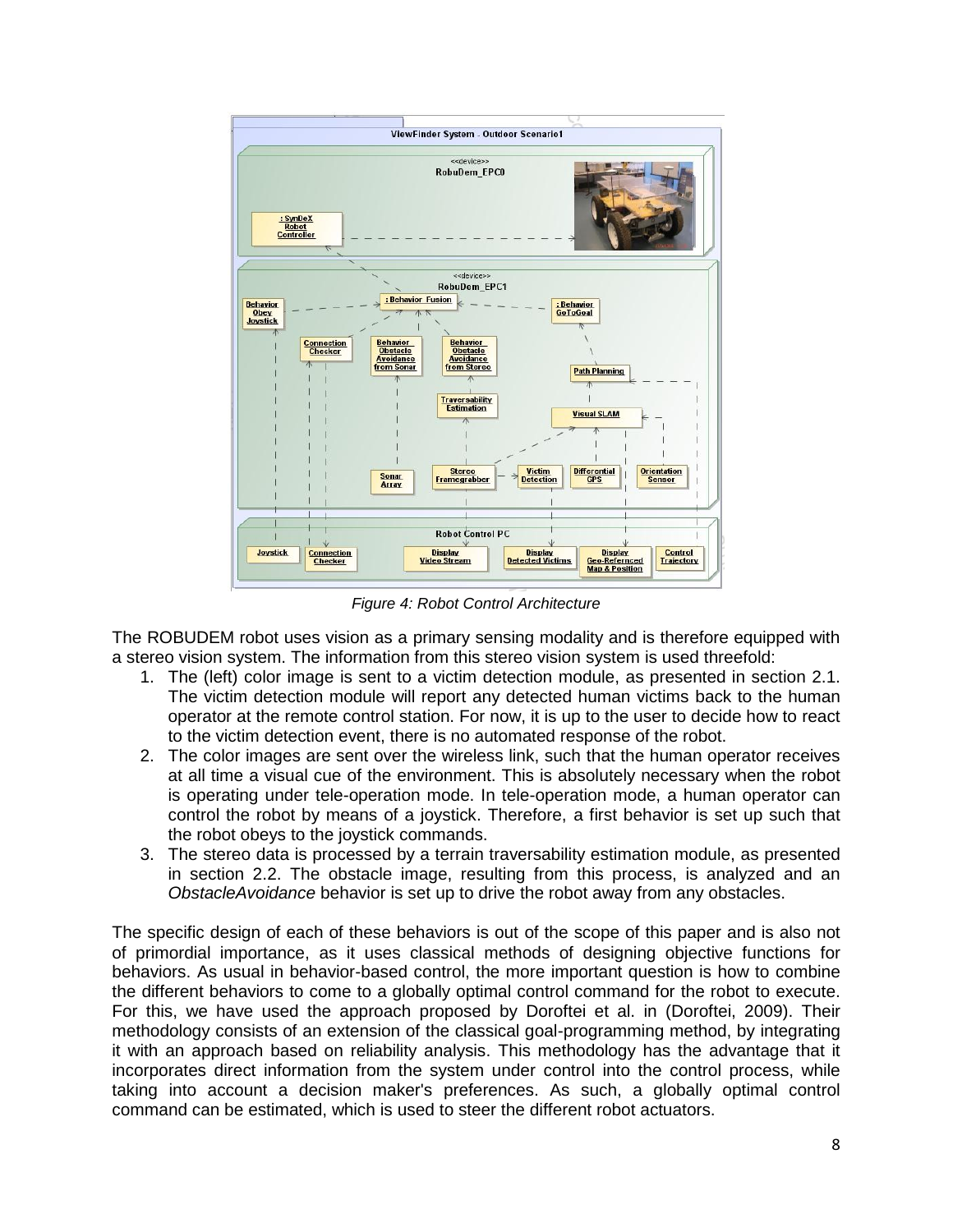Figure 4: Robot Control Architecture

The ROBUDEM robot uses vision as a primary sensing modality and is therefore equipped with a stereo vision system. The information from this stereo vision system is used threefold:

1. The (left) color image is sent to a victim detection module, as presented in section 2.1. The victim detection module will report any detected human victims back to the human operator at the remote control station. For now, it is up to the user to decide how to react to the victim detection event, there is no automated response of the robot.
2. The color images are sent over the wireless link, such that the human operator receives at all time a visual cue of the environment. This is absolutely necessary when the robot is operating under tele-operation mode. In tele-operation mode, a human operator can control the robot by means of a joystick. Therefore, a first behavior is set up such that the robot obeys to the joystick commands.
3. The stereo data is processed by a terrain traversability estimation module, as presented in section 2.2. The obstacle image, resulting from this process, is analyzed and an *ObstacleAvoidance* behavior is set up to drive the robot away from any obstacles.

The specific design of each of these behaviors is out of the scope of this paper and is also not of primordial importance, as it uses classical methods of designing objective functions for behaviors. As usual in behavior-based control, the more important question is how to combine the different behaviors to come to a globally optimal control command for the robot to execute. For this, we have used the approach proposed by Doroftei et al. in (Doroftei, 2009). Their methodology consists of an extension of the classical goal-programming method, by integrating it with an approach based on reliability analysis. This methodology has the advantage that it incorporates direct information from the system under control into the control process, while taking into account a decision maker's preferences. As such, a globally optimal control command can be estimated, which is used to steer the different robot actuators.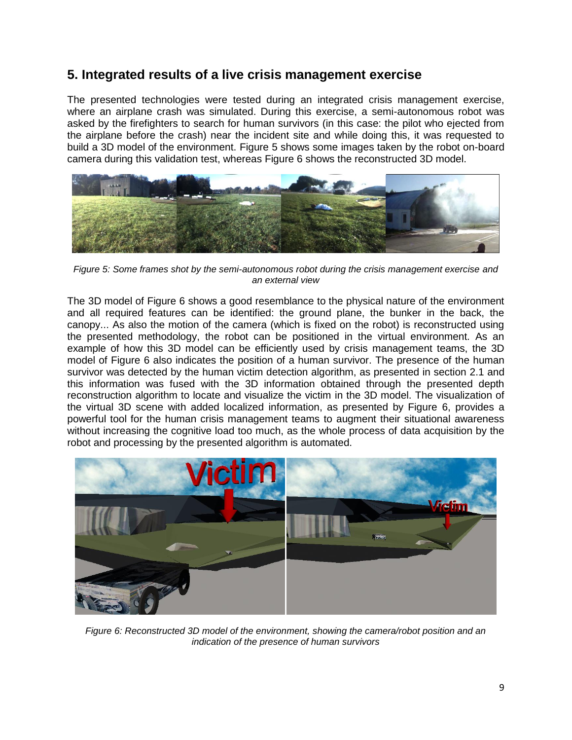## 5. Integrated results of a live crisis management exercise

The presented technologies were tested during an integrated crisis management exercise, where an airplane crash was simulated. During this exercise, a semi-autonomous robot was asked by the firefighters to search for human survivors (in this case: the pilot who ejected from the airplane before the crash) near the incident site and while doing this, it was requested to build a 3D model of the environment. Figure 5 shows some images taken by the robot on-board camera during this validation test, whereas Figure 6 shows the reconstructed 3D model.

*Figure 5: Some frames shot by the semi-autonomous robot during the crisis management exercise and an external view*

The 3D model of Figure 6 shows a good resemblance to the physical nature of the environment and all required features can be identified: the ground plane, the bunker in the back, the canopy... As also the motion of the camera (which is fixed on the robot) is reconstructed using the presented methodology, the robot can be positioned in the virtual environment. As an example of how this 3D model can be efficiently used by crisis management teams, the 3D model of Figure 6 also indicates the position of a human survivor. The presence of the human survivor was detected by the human victim detection algorithm, as presented in section 2.1 and this information was fused with the 3D information obtained through the presented depth reconstruction algorithm to locate and visualize the victim in the 3D model. The visualization of the virtual 3D scene with added localized information, as presented by Figure 6, provides a powerful tool for the human crisis management teams to augment their situational awareness without increasing the cognitive load too much, as the whole process of data acquisition by the robot and processing by the presented algorithm is automated.

*Figure 6: Reconstructed 3D model of the environment, showing the camera/robot position and an indication of the presence of human survivors*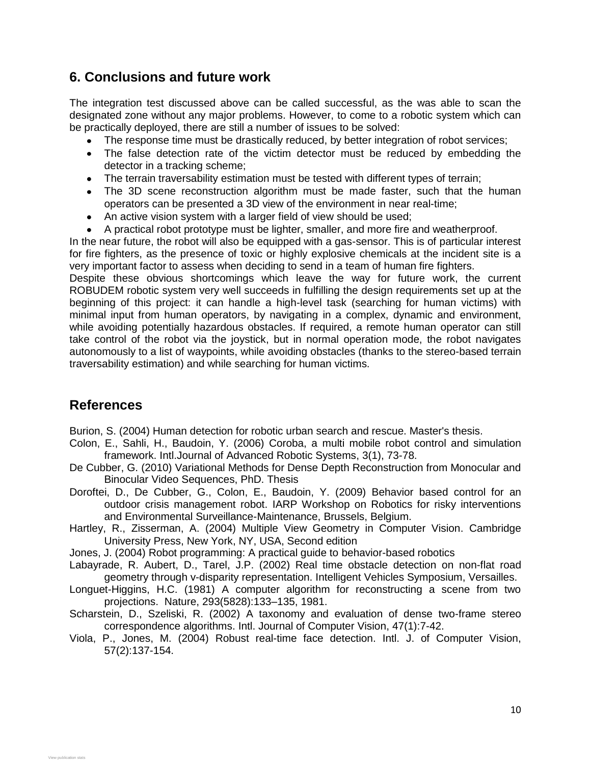## 6. Conclusions and future work

The integration test discussed above can be called successful, as the was able to scan the designated zone without any major problems. However, to come to a robotic system which can be practically deployed, there are still a number of issues to be solved:

- The response time must be drastically reduced, by better integration of robot services;
- The false detection rate of the victim detector must be reduced by embedding the detector in a tracking scheme;
- The terrain traversability estimation must be tested with different types of terrain;
- The 3D scene reconstruction algorithm must be made faster, such that the human operators can be presented a 3D view of the environment in near real-time;
- An active vision system with a larger field of view should be used;
- A practical robot prototype must be lighter, smaller, and more fire and weatherproof.

In the near future, the robot will also be equipped with a gas-sensor. This is of particular interest for fire fighters, as the presence of toxic or highly explosive chemicals at the incident site is a very important factor to assess when deciding to send in a team of human fire fighters.

Despite these obvious shortcomings which leave the way for future work, the current ROBUDEM robotic system very well succeeds in fulfilling the design requirements set up at the beginning of this project: it can handle a high-level task (searching for human victims) with minimal input from human operators, by navigating in a complex, dynamic and environment, while avoiding potentially hazardous obstacles. If required, a remote human operator can still take control of the robot via the joystick, but in normal operation mode, the robot navigates autonomously to a list of waypoints, while avoiding obstacles (thanks to the stereo-based terrain traversability estimation) and while searching for human victims.

## References

Burion, S. (2004) Human detection for robotic urban search and rescue. Master's thesis.

Colon, E., Sahli, H., Baudoin, Y. (2006) Coroba, a multi mobile robot control and simulation framework. Intl.Journal of Advanced Robotic Systems, 3(1), 73-78.

De Cubber, G. (2010) Variational Methods for Dense Depth Reconstruction from Monocular and Binocular Video Sequences, PhD. Thesis

Doroftei, D., De Cubber, G., Colon, E., Baudoin, Y. (2009) Behavior based control for an outdoor crisis management robot. IARP Workshop on Robotics for risky interventions and Environmental Surveillance-Maintenance, Brussels, Belgium.

Hartley, R., Zisserman, A. (2004) Multiple View Geometry in Computer Vision. Cambridge University Press, New York, NY, USA, Second edition

Jones, J. (2004) Robot programming: A practical guide to behavior-based robotics

Labayrade, R. Aubert, D., Tarel, J.P. (2002) Real time obstacle detection on non-flat road geometry through v-disparity representation. Intelligent Vehicles Symposium, Versailles.

Longuet-Higgins, H.C. (1981) A computer algorithm for reconstructing a scene from two projections. Nature, 293(5828):133–135, 1981.

Scharstein, D., Szeliski, R. (2002) A taxonomy and evaluation of dense two-frame stereo correspondence algorithms. Intl. Journal of Computer Vision, 47(1):7-42.

Viola, P., Jones, M. (2004) Robust real-time face detection. Intl. J. of Computer Vision, 57(2):137-154.